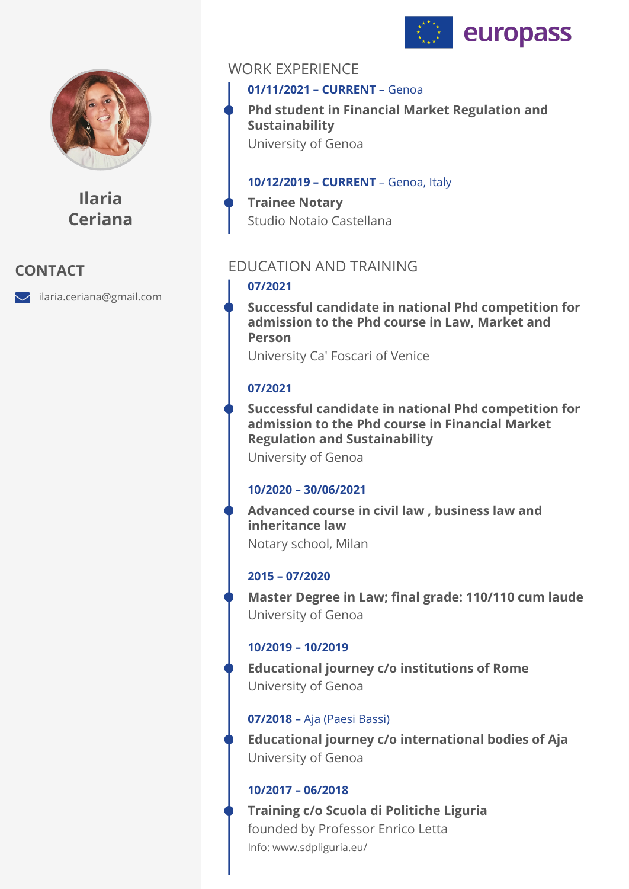europass

# Ilaria Ceriana

## CONTACT

ilaria.ceriana@gmail.com

## WORK EXPERIENCE

**01/11/2021 – CURRENT** – Genoa

**Phd student in Financial Market Regulation and Sustainability**

University of Genoa

**10/12/2019 – CURRENT** – Genoa, Italy

**Trainee Notary**

Studio Notaio Castellana

## EDUCATION AND TRAINING

**07/2021**

**Successful candidate in national Phd competition for admission to the Phd course in Law, Market and Person**

University Ca' Foscari of Venice

**07/2021**

**Successful candidate in national Phd competition for admission to the Phd course in Financial Market Regulation and Sustainability**

University of Genoa

**10/2020 – 30/06/2021**

**Advanced course in civil law , business law and inheritance law**

Notary school, Milan

**2015 – 07/2020**

**Master Degree in Law; final grade: 110/110 cum laude**

University of Genoa

**10/2019 – 10/2019**

**Educational journey c/o institutions of Rome**

University of Genoa

**07/2018** – Aja (Paesi Bassi)

**Educational journey c/o international bodies of Aja**

University of Genoa

**10/2017 – 06/2018**

**Training c/o Scuola di Politiche Liguria**

founded by Professor Enrico Letta

Info: www.sdpliguria.eu/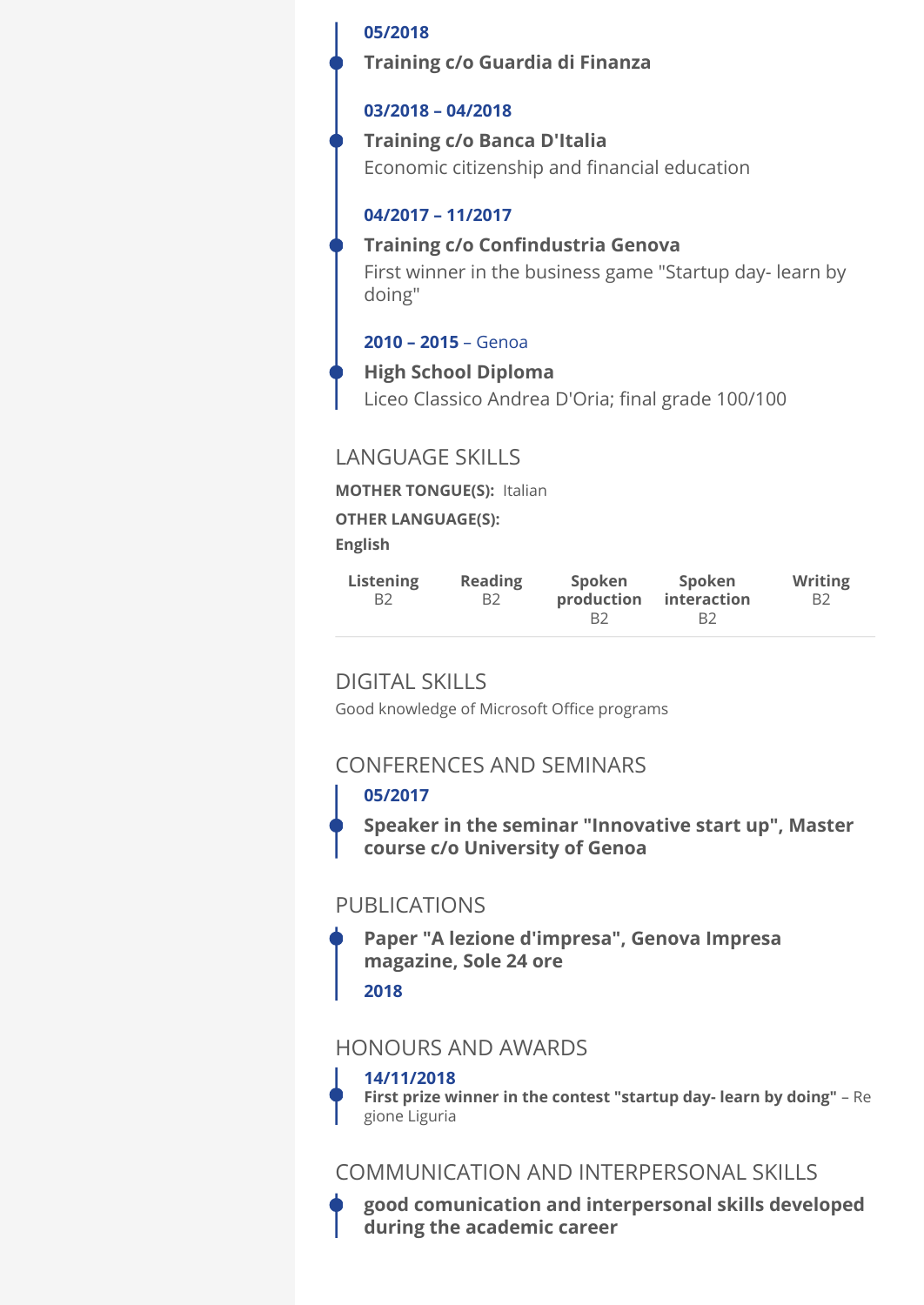**05/2018**

**Training c/o Guardia di Finanza**

**03/2018 – 04/2018**

**Training c/o Banca D'Italia**

Economic citizenship and financial education

**04/2017 – 11/2017**

**Training c/o Confindustria Genova**

First winner in the business game "Startup day- learn by doing"

**2010 – 2015** – Genoa

**High School Diploma**

Liceo Classico Andrea D'Oria; final grade 100/100

## LANGUAGE SKILLS

**MOTHER TONGUE(S):** Italian

**OTHER LANGUAGE(S):**

**English**

| Listening | Reading | Spoken production | Spoken interaction | Writing |
|---|---|---|---|---|
| B2 | B2 | B2 | B2 | B2 |

## DIGITAL SKILLS

Good knowledge of Microsoft Office programs

## CONFERENCES AND SEMINARS

**05/2017**

**Speaker in the seminar "Innovative start up", Master course c/o University of Genoa**

## PUBLICATIONS

**Paper "A lezione d'impresa", Genova Impresa magazine, Sole 24 ore**

**2018**

## HONOURS AND AWARDS

**14/11/2018**

**First prize winner in the contest "startup day- learn by doing"** – Regione Liguria

## COMMUNICATION AND INTERPERSONAL SKILLS

**good comunication and interpersonal skills developed during the academic career**